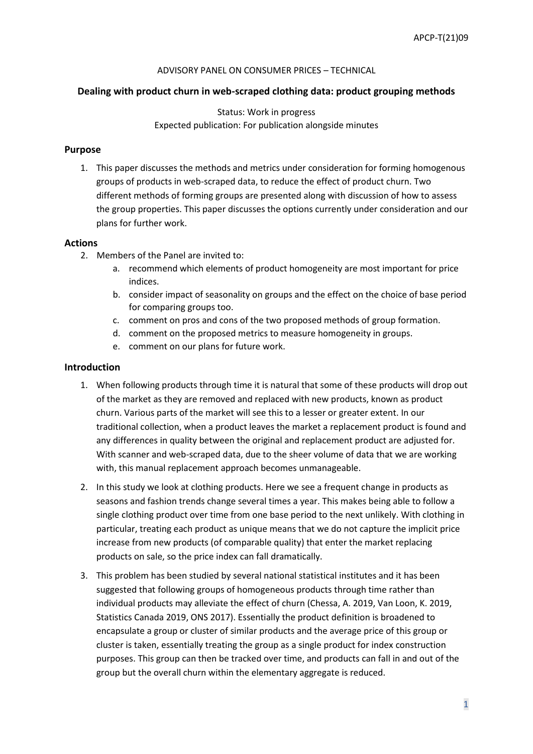APCP-T(21)09

ADVISORY PANEL ON CONSUMER PRICES – TECHNICAL

# Dealing with product churn in web-scraped clothing data: product grouping methods

Status: Work in progress
Expected publication: For publication alongside minutes

## Purpose

1. This paper discusses the methods and metrics under consideration for forming homogenous groups of products in web-scraped data, to reduce the effect of product churn. Two different methods of forming groups are presented along with discussion of how to assess the group properties. This paper discusses the options currently under consideration and our plans for further work.

## Actions

2. Members of the Panel are invited to:
    a. recommend which elements of product homogeneity are most important for price indices.
    b. consider impact of seasonality on groups and the effect on the choice of base period for comparing groups too.
    c. comment on pros and cons of the two proposed methods of group formation.
    d. comment on the proposed metrics to measure homogeneity in groups.
    e. comment on our plans for future work.

## Introduction

1. When following products through time it is natural that some of these products will drop out of the market as they are removed and replaced with new products, known as product churn. Various parts of the market will see this to a lesser or greater extent. In our traditional collection, when a product leaves the market a replacement product is found and any differences in quality between the original and replacement product are adjusted for. With scanner and web-scraped data, due to the sheer volume of data that we are working with, this manual replacement approach becomes unmanageable.

2. In this study we look at clothing products. Here we see a frequent change in products as seasons and fashion trends change several times a year. This makes being able to follow a single clothing product over time from one base period to the next unlikely. With clothing in particular, treating each product as unique means that we do not capture the implicit price increase from new products (of comparable quality) that enter the market replacing products on sale, so the price index can fall dramatically.

3. This problem has been studied by several national statistical institutes and it has been suggested that following groups of homogeneous products through time rather than individual products may alleviate the effect of churn (Chessa, A. 2019, Van Loon, K. 2019, Statistics Canada 2019, ONS 2017). Essentially the product definition is broadened to encapsulate a group or cluster of similar products and the average price of this group or cluster is taken, essentially treating the group as a single product for index construction purposes. This group can then be tracked over time, and products can fall in and out of the group but the overall churn within the elementary aggregate is reduced.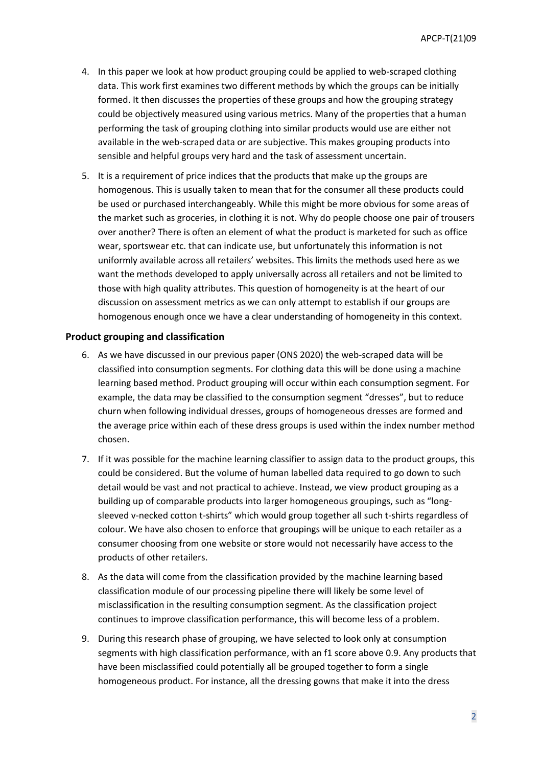4. In this paper we look at how product grouping could be applied to web-scraped clothing data. This work first examines two different methods by which the groups can be initially formed. It then discusses the properties of these groups and how the grouping strategy could be objectively measured using various metrics. Many of the properties that a human performing the task of grouping clothing into similar products would use are either not available in the web-scraped data or are subjective. This makes grouping products into sensible and helpful groups very hard and the task of assessment uncertain.

5. It is a requirement of price indices that the products that make up the groups are homogenous. This is usually taken to mean that for the consumer all these products could be used or purchased interchangeably. While this might be more obvious for some areas of the market such as groceries, in clothing it is not. Why do people choose one pair of trousers over another? There is often an element of what the product is marketed for such as office wear, sportswear etc. that can indicate use, but unfortunately this information is not uniformly available across all retailers' websites. This limits the methods used here as we want the methods developed to apply universally across all retailers and not be limited to those with high quality attributes. This question of homogeneity is at the heart of our discussion on assessment metrics as we can only attempt to establish if our groups are homogenous enough once we have a clear understanding of homogeneity in this context.

## Product grouping and classification

6. As we have discussed in our previous paper (ONS 2020) the web-scraped data will be classified into consumption segments. For clothing data this will be done using a machine learning based method. Product grouping will occur within each consumption segment. For example, the data may be classified to the consumption segment "dresses", but to reduce churn when following individual dresses, groups of homogeneous dresses are formed and the average price within each of these dress groups is used within the index number method chosen.

7. If it was possible for the machine learning classifier to assign data to the product groups, this could be considered. But the volume of human labelled data required to go down to such detail would be vast and not practical to achieve. Instead, we view product grouping as a building up of comparable products into larger homogeneous groupings, such as "long-sleeved v-necked cotton t-shirts" which would group together all such t-shirts regardless of colour. We have also chosen to enforce that groupings will be unique to each retailer as a consumer choosing from one website or store would not necessarily have access to the products of other retailers.

8. As the data will come from the classification provided by the machine learning based classification module of our processing pipeline there will likely be some level of misclassification in the resulting consumption segment. As the classification project continues to improve classification performance, this will become less of a problem.

9. During this research phase of grouping, we have selected to look only at consumption segments with high classification performance, with an f1 score above 0.9. Any products that have been misclassified could potentially all be grouped together to form a single homogeneous product. For instance, all the dressing gowns that make it into the dress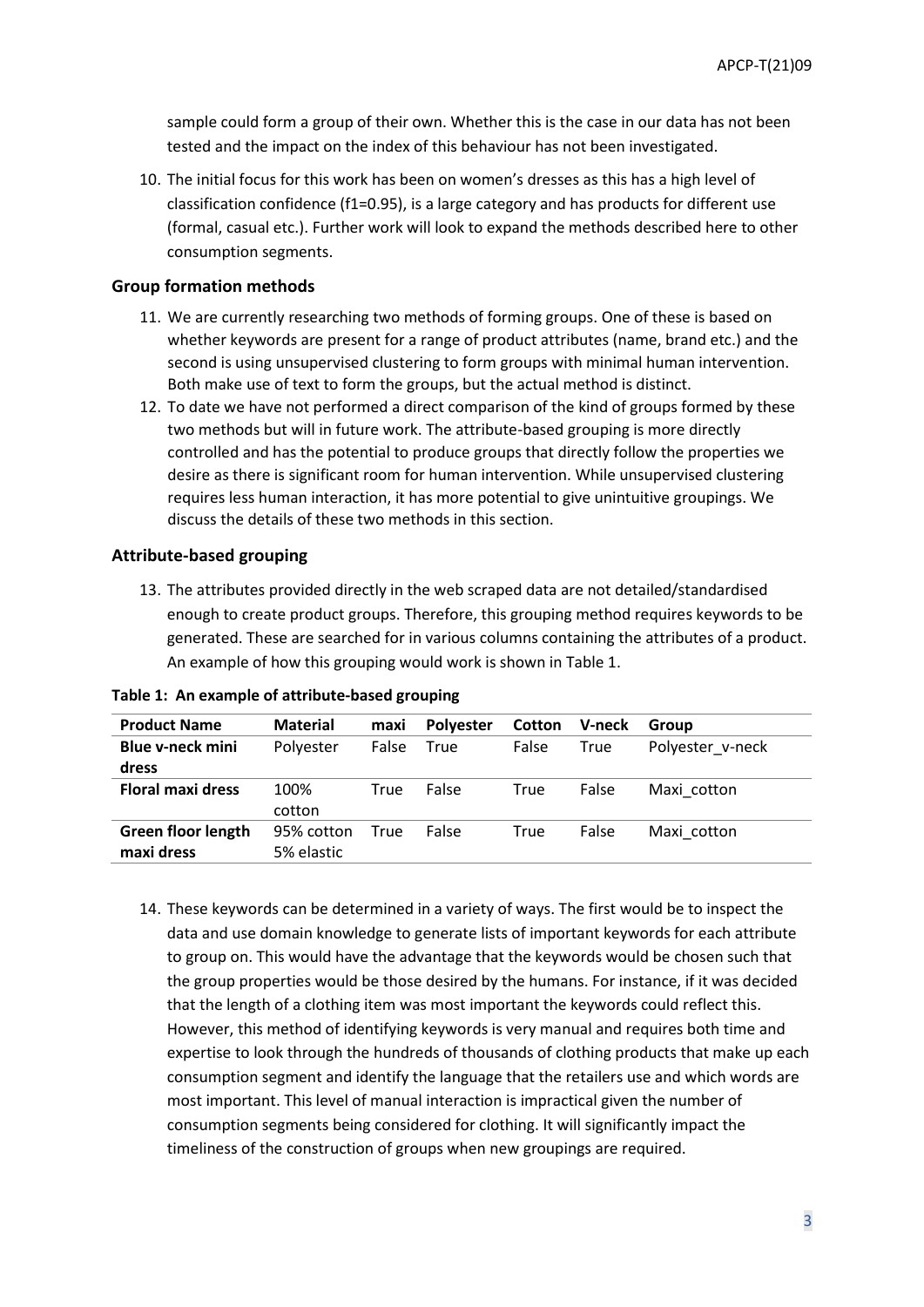sample could form a group of their own. Whether this is the case in our data has not been tested and the impact on the index of this behaviour has not been investigated.

10. The initial focus for this work has been on women's dresses as this has a high level of classification confidence (f1=0.95), is a large category and has products for different use (formal, casual etc.). Further work will look to expand the methods described here to other consumption segments.

### Group formation methods

11. We are currently researching two methods of forming groups. One of these is based on whether keywords are present for a range of product attributes (name, brand etc.) and the second is using unsupervised clustering to form groups with minimal human intervention. Both make use of text to form the groups, but the actual method is distinct.
12. To date we have not performed a direct comparison of the kind of groups formed by these two methods but will in future work. The attribute-based grouping is more directly controlled and has the potential to produce groups that directly follow the properties we desire as there is significant room for human intervention. While unsupervised clustering requires less human interaction, it has more potential to give unintuitive groupings. We discuss the details of these two methods in this section.

### Attribute-based grouping

13. The attributes provided directly in the web scraped data are not detailed/standardised enough to create product groups. Therefore, this grouping method requires keywords to be generated. These are searched for in various columns containing the attributes of a product. An example of how this grouping would work is shown in Table 1.

**Table 1: An example of attribute-based grouping**

| Product Name | Material | maxi | Polyester | Cotton | V-neck | Group |
|---|---|---|---|---|---|---|
| **Blue v-neck mini dress** | Polyester | False | True | False | True | Polyester_v-neck |
| **Floral maxi dress** | 100% cotton | True | False | True | False | Maxi_cotton |
| **Green floor length maxi dress** | 95% cotton 5% elastic | True | False | True | False | Maxi_cotton |

14. These keywords can be determined in a variety of ways. The first would be to inspect the data and use domain knowledge to generate lists of important keywords for each attribute to group on. This would have the advantage that the keywords would be chosen such that the group properties would be those desired by the humans. For instance, if it was decided that the length of a clothing item was most important the keywords could reflect this. However, this method of identifying keywords is very manual and requires both time and expertise to look through the hundreds of thousands of clothing products that make up each consumption segment and identify the language that the retailers use and which words are most important. This level of manual interaction is impractical given the number of consumption segments being considered for clothing. It will significantly impact the timeliness of the construction of groups when new groupings are required.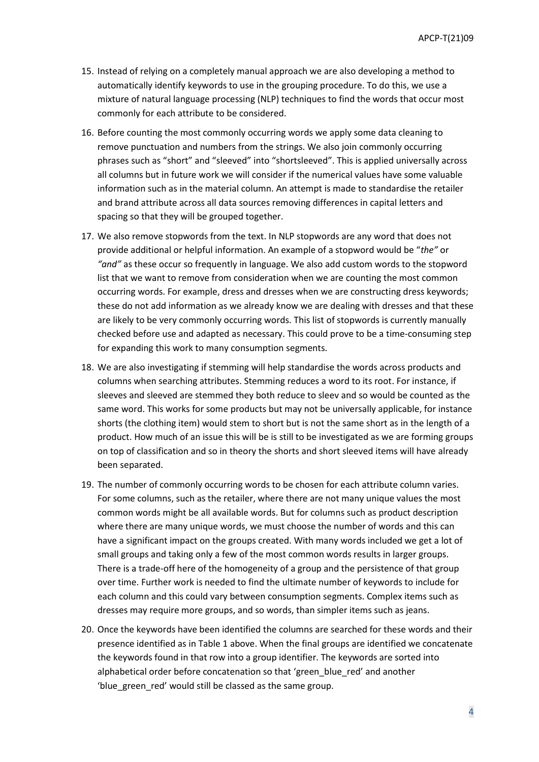15. Instead of relying on a completely manual approach we are also developing a method to automatically identify keywords to use in the grouping procedure. To do this, we use a mixture of natural language processing (NLP) techniques to find the words that occur most commonly for each attribute to be considered.
16. Before counting the most commonly occurring words we apply some data cleaning to remove punctuation and numbers from the strings. We also join commonly occurring phrases such as "short" and "sleeved" into "shortsleeved". This is applied universally across all columns but in future work we will consider if the numerical values have some valuable information such as in the material column. An attempt is made to standardise the retailer and brand attribute across all data sources removing differences in capital letters and spacing so that they will be grouped together.
17. We also remove stopwords from the text. In NLP stopwords are any word that does not provide additional or helpful information. An example of a stopword would be "*the"* or *"and"* as these occur so frequently in language. We also add custom words to the stopword list that we want to remove from consideration when we are counting the most common occurring words. For example, dress and dresses when we are constructing dress keywords; these do not add information as we already know we are dealing with dresses and that these are likely to be very commonly occurring words. This list of stopwords is currently manually checked before use and adapted as necessary. This could prove to be a time-consuming step for expanding this work to many consumption segments.
18. We are also investigating if stemming will help standardise the words across products and columns when searching attributes. Stemming reduces a word to its root. For instance, if sleeves and sleeved are stemmed they both reduce to sleev and so would be counted as the same word. This works for some products but may not be universally applicable, for instance shorts (the clothing item) would stem to short but is not the same short as in the length of a product. How much of an issue this will be is still to be investigated as we are forming groups on top of classification and so in theory the shorts and short sleeved items will have already been separated.
19. The number of commonly occurring words to be chosen for each attribute column varies. For some columns, such as the retailer, where there are not many unique values the most common words might be all available words. But for columns such as product description where there are many unique words, we must choose the number of words and this can have a significant impact on the groups created. With many words included we get a lot of small groups and taking only a few of the most common words results in larger groups. There is a trade-off here of the homogeneity of a group and the persistence of that group over time. Further work is needed to find the ultimate number of keywords to include for each column and this could vary between consumption segments. Complex items such as dresses may require more groups, and so words, than simpler items such as jeans.
20. Once the keywords have been identified the columns are searched for these words and their presence identified as in Table 1 above. When the final groups are identified we concatenate the keywords found in that row into a group identifier. The keywords are sorted into alphabetical order before concatenation so that 'green_blue_red' and another 'blue_green_red' would still be classed as the same group.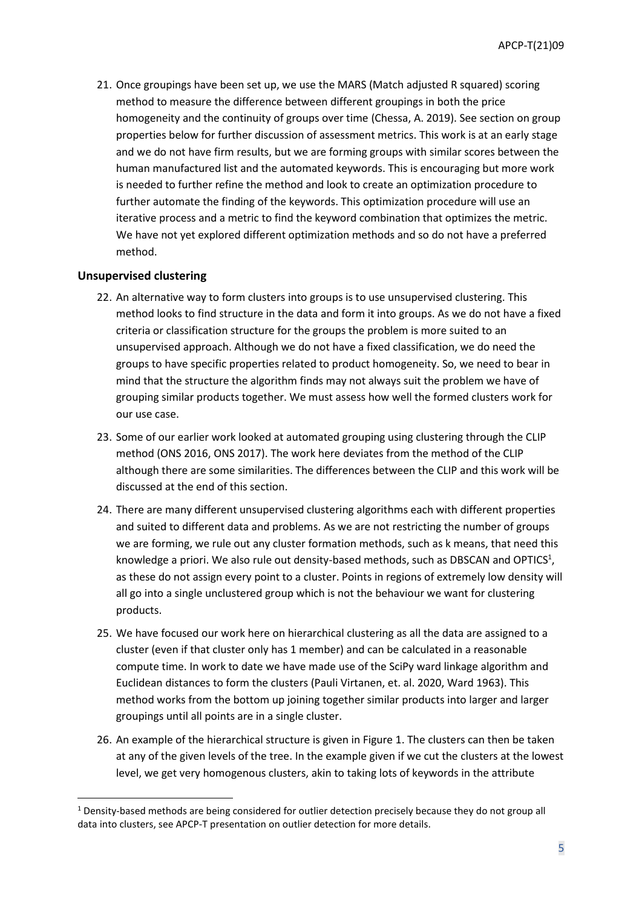21. Once groupings have been set up, we use the MARS (Match adjusted R squared) scoring method to measure the difference between different groupings in both the price homogeneity and the continuity of groups over time (Chessa, A. 2019). See section on group properties below for further discussion of assessment metrics. This work is at an early stage and we do not have firm results, but we are forming groups with similar scores between the human manufactured list and the automated keywords. This is encouraging but more work is needed to further refine the method and look to create an optimization procedure to further automate the finding of the keywords. This optimization procedure will use an iterative process and a metric to find the keyword combination that optimizes the metric. We have not yet explored different optimization methods and so do not have a preferred method.

### Unsupervised clustering

22. An alternative way to form clusters into groups is to use unsupervised clustering. This method looks to find structure in the data and form it into groups. As we do not have a fixed criteria or classification structure for the groups the problem is more suited to an unsupervised approach. Although we do not have a fixed classification, we do need the groups to have specific properties related to product homogeneity. So, we need to bear in mind that the structure the algorithm finds may not always suit the problem we have of grouping similar products together. We must assess how well the formed clusters work for our use case.

23. Some of our earlier work looked at automated grouping using clustering through the CLIP method (ONS 2016, ONS 2017). The work here deviates from the method of the CLIP although there are some similarities. The differences between the CLIP and this work will be discussed at the end of this section.

24. There are many different unsupervised clustering algorithms each with different properties and suited to different data and problems. As we are not restricting the number of groups we are forming, we rule out any cluster formation methods, such as k means, that need this knowledge a priori. We also rule out density-based methods, such as DBSCAN and OPTICS[1], as these do not assign every point to a cluster. Points in regions of extremely low density will all go into a single unclustered group which is not the behaviour we want for clustering products.

25. We have focused our work here on hierarchical clustering as all the data are assigned to a cluster (even if that cluster only has 1 member) and can be calculated in a reasonable compute time. In work to date we have made use of the SciPy ward linkage algorithm and Euclidean distances to form the clusters (Pauli Virtanen, et. al. 2020, Ward 1963). This method works from the bottom up joining together similar products into larger and larger groupings until all points are in a single cluster.

26. An example of the hierarchical structure is given in Figure 1. The clusters can then be taken at any of the given levels of the tree. In the example given if we cut the clusters at the lowest level, we get very homogenous clusters, akin to taking lots of keywords in the attribute

[1] Density-based methods are being considered for outlier detection precisely because they do not group all data into clusters, see APCP-T presentation on outlier detection for more details.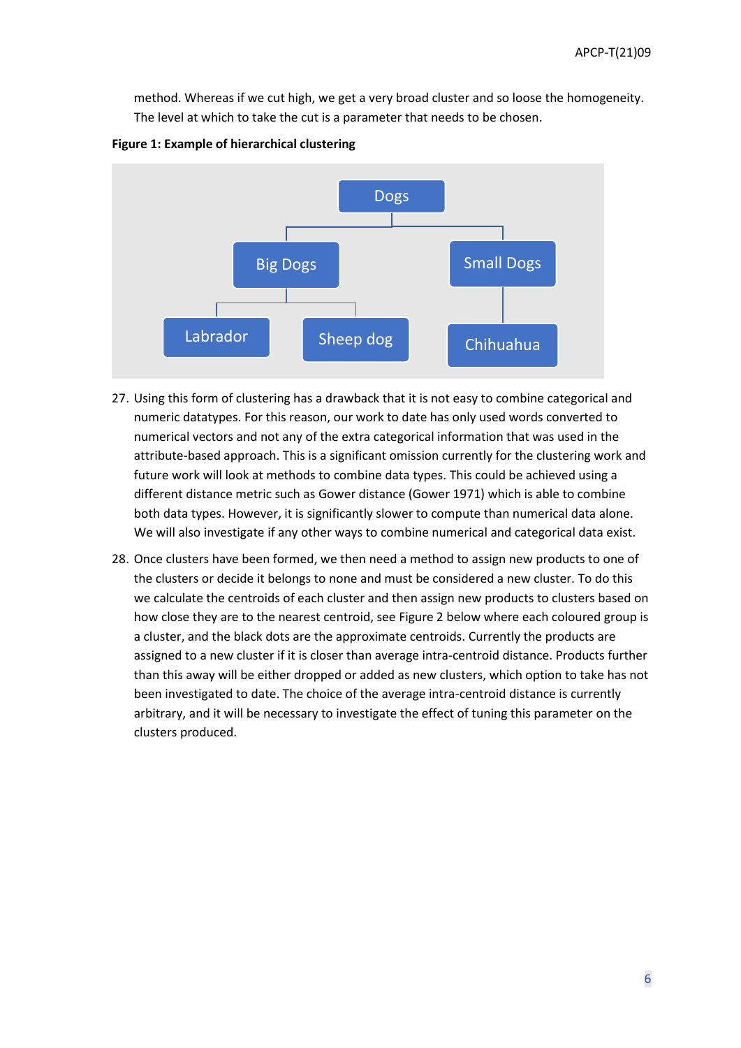method. Whereas if we cut high, we get a very broad cluster and so loose the homogeneity. The level at which to take the cut is a parameter that needs to be chosen.

**Figure 1: Example of hierarchical clustering**

27. Using this form of clustering has a drawback that it is not easy to combine categorical and numeric datatypes. For this reason, our work to date has only used words converted to numerical vectors and not any of the extra categorical information that was used in the attribute-based approach. This is a significant omission currently for the clustering work and future work will look at methods to combine data types. This could be achieved using a different distance metric such as Gower distance (Gower 1971) which is able to combine both data types. However, it is significantly slower to compute than numerical data alone. We will also investigate if any other ways to combine numerical and categorical data exist.

28. Once clusters have been formed, we then need a method to assign new products to one of the clusters or decide it belongs to none and must be considered a new cluster. To do this we calculate the centroids of each cluster and then assign new products to clusters based on how close they are to the nearest centroid, see Figure 2 below where each coloured group is a cluster, and the black dots are the approximate centroids. Currently the products are assigned to a new cluster if it is closer than average intra-centroid distance. Products further than this away will be either dropped or added as new clusters, which option to take has not been investigated to date. The choice of the average intra-centroid distance is currently arbitrary, and it will be necessary to investigate the effect of tuning this parameter on the clusters produced.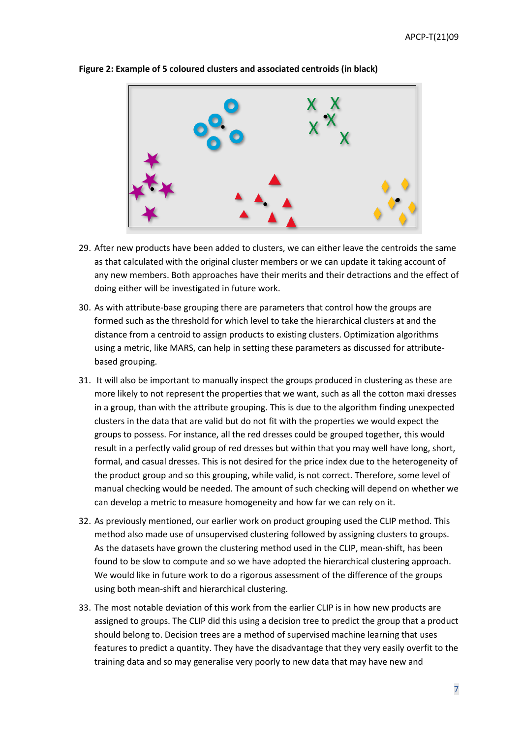**Figure 2: Example of 5 coloured clusters and associated centroids (in black)**

29. After new products have been added to clusters, we can either leave the centroids the same as that calculated with the original cluster members or we can update it taking account of any new members. Both approaches have their merits and their detractions and the effect of doing either will be investigated in future work.

30. As with attribute-base grouping there are parameters that control how the groups are formed such as the threshold for which level to take the hierarchical clusters at and the distance from a centroid to assign products to existing clusters. Optimization algorithms using a metric, like MARS, can help in setting these parameters as discussed for attribute-based grouping.

31. It will also be important to manually inspect the groups produced in clustering as these are more likely to not represent the properties that we want, such as all the cotton maxi dresses in a group, than with the attribute grouping. This is due to the algorithm finding unexpected clusters in the data that are valid but do not fit with the properties we would expect the groups to possess. For instance, all the red dresses could be grouped together, this would result in a perfectly valid group of red dresses but within that you may well have long, short, formal, and casual dresses. This is not desired for the price index due to the heterogeneity of the product group and so this grouping, while valid, is not correct. Therefore, some level of manual checking would be needed. The amount of such checking will depend on whether we can develop a metric to measure homogeneity and how far we can rely on it.

32. As previously mentioned, our earlier work on product grouping used the CLIP method. This method also made use of unsupervised clustering followed by assigning clusters to groups. As the datasets have grown the clustering method used in the CLIP, mean-shift, has been found to be slow to compute and so we have adopted the hierarchical clustering approach. We would like in future work to do a rigorous assessment of the difference of the groups using both mean-shift and hierarchical clustering.

33. The most notable deviation of this work from the earlier CLIP is in how new products are assigned to groups. The CLIP did this using a decision tree to predict the group that a product should belong to. Decision trees are a method of supervised machine learning that uses features to predict a quantity. They have the disadvantage that they very easily overfit to the training data and so may generalise very poorly to new data that may have new and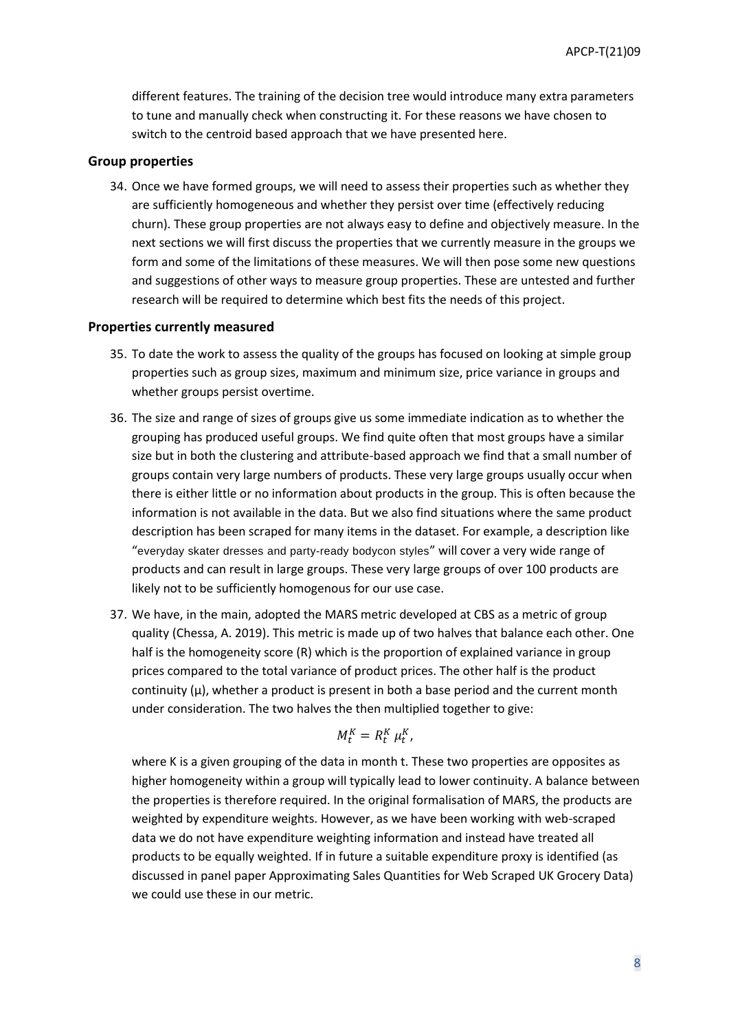different features. The training of the decision tree would introduce many extra parameters to tune and manually check when constructing it. For these reasons we have chosen to switch to the centroid based approach that we have presented here.

### Group properties

34. Once we have formed groups, we will need to assess their properties such as whether they are sufficiently homogeneous and whether they persist over time (effectively reducing churn). These group properties are not always easy to define and objectively measure. In the next sections we will first discuss the properties that we currently measure in the groups we form and some of the limitations of these measures. We will then pose some new questions and suggestions of other ways to measure group properties. These are untested and further research will be required to determine which best fits the needs of this project.

### Properties currently measured

35. To date the work to assess the quality of the groups has focused on looking at simple group properties such as group sizes, maximum and minimum size, price variance in groups and whether groups persist overtime.

36. The size and range of sizes of groups give us some immediate indication as to whether the grouping has produced useful groups. We find quite often that most groups have a similar size but in both the clustering and attribute-based approach we find that a small number of groups contain very large numbers of products. These very large groups usually occur when there is either little or no information about products in the group. This is often because the information is not available in the data. But we also find situations where the same product description has been scraped for many items in the dataset. For example, a description like “everyday skater dresses and party-ready bodycon styles” will cover a very wide range of products and can result in large groups. These very large groups of over 100 products are likely not to be sufficiently homogenous for our use case.

37. We have, in the main, adopted the MARS metric developed at CBS as a metric of group quality (Chessa, A. 2019). This metric is made up of two halves that balance each other. One half is the homogeneity score (R) which is the proportion of explained variance in group prices compared to the total variance of product prices. The other half is the product continuity (μ), whether a product is present in both a base period and the current month under consideration. The two halves the then multiplied together to give:

$$M_t^K = R_t^K \, \mu_t^K,$$

where K is a given grouping of the data in month t. These two properties are opposites as higher homogeneity within a group will typically lead to lower continuity. A balance between the properties is therefore required. In the original formalisation of MARS, the products are weighted by expenditure weights. However, as we have been working with web-scraped data we do not have expenditure weighting information and instead have treated all products to be equally weighted. If in future a suitable expenditure proxy is identified (as discussed in panel paper Approximating Sales Quantities for Web Scraped UK Grocery Data) we could use these in our metric.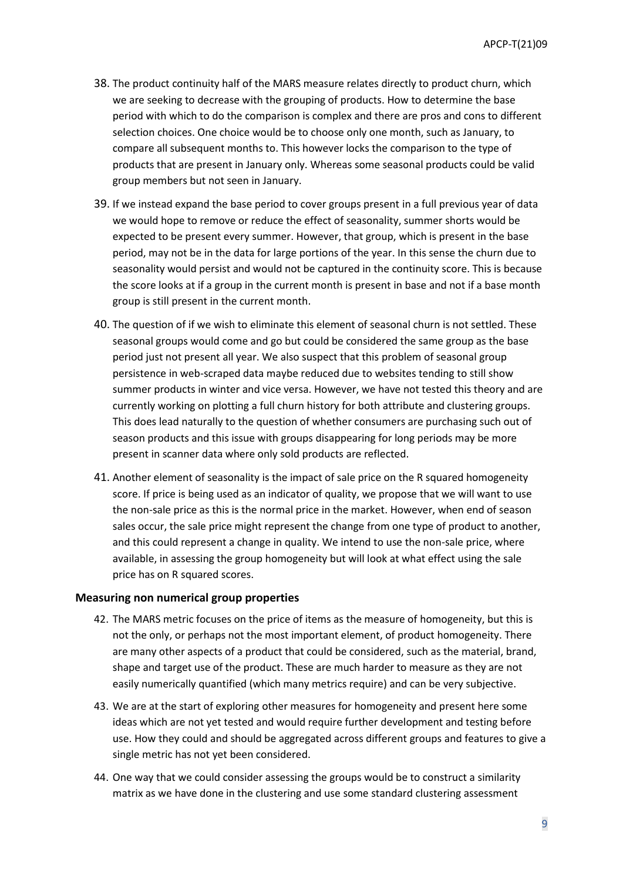38. The product continuity half of the MARS measure relates directly to product churn, which we are seeking to decrease with the grouping of products. How to determine the base period with which to do the comparison is complex and there are pros and cons to different selection choices. One choice would be to choose only one month, such as January, to compare all subsequent months to. This however locks the comparison to the type of products that are present in January only. Whereas some seasonal products could be valid group members but not seen in January.

39. If we instead expand the base period to cover groups present in a full previous year of data we would hope to remove or reduce the effect of seasonality, summer shorts would be expected to be present every summer. However, that group, which is present in the base period, may not be in the data for large portions of the year. In this sense the churn due to seasonality would persist and would not be captured in the continuity score. This is because the score looks at if a group in the current month is present in base and not if a base month group is still present in the current month.

40. The question of if we wish to eliminate this element of seasonal churn is not settled. These seasonal groups would come and go but could be considered the same group as the base period just not present all year. We also suspect that this problem of seasonal group persistence in web-scraped data maybe reduced due to websites tending to still show summer products in winter and vice versa. However, we have not tested this theory and are currently working on plotting a full churn history for both attribute and clustering groups. This does lead naturally to the question of whether consumers are purchasing such out of season products and this issue with groups disappearing for long periods may be more present in scanner data where only sold products are reflected.

41. Another element of seasonality is the impact of sale price on the R squared homogeneity score. If price is being used as an indicator of quality, we propose that we will want to use the non-sale price as this is the normal price in the market. However, when end of season sales occur, the sale price might represent the change from one type of product to another, and this could represent a change in quality. We intend to use the non-sale price, where available, in assessing the group homogeneity but will look at what effect using the sale price has on R squared scores.

### Measuring non numerical group properties

42. The MARS metric focuses on the price of items as the measure of homogeneity, but this is not the only, or perhaps not the most important element, of product homogeneity. There are many other aspects of a product that could be considered, such as the material, brand, shape and target use of the product. These are much harder to measure as they are not easily numerically quantified (which many metrics require) and can be very subjective.

43. We are at the start of exploring other measures for homogeneity and present here some ideas which are not yet tested and would require further development and testing before use. How they could and should be aggregated across different groups and features to give a single metric has not yet been considered.

44. One way that we could consider assessing the groups would be to construct a similarity matrix as we have done in the clustering and use some standard clustering assessment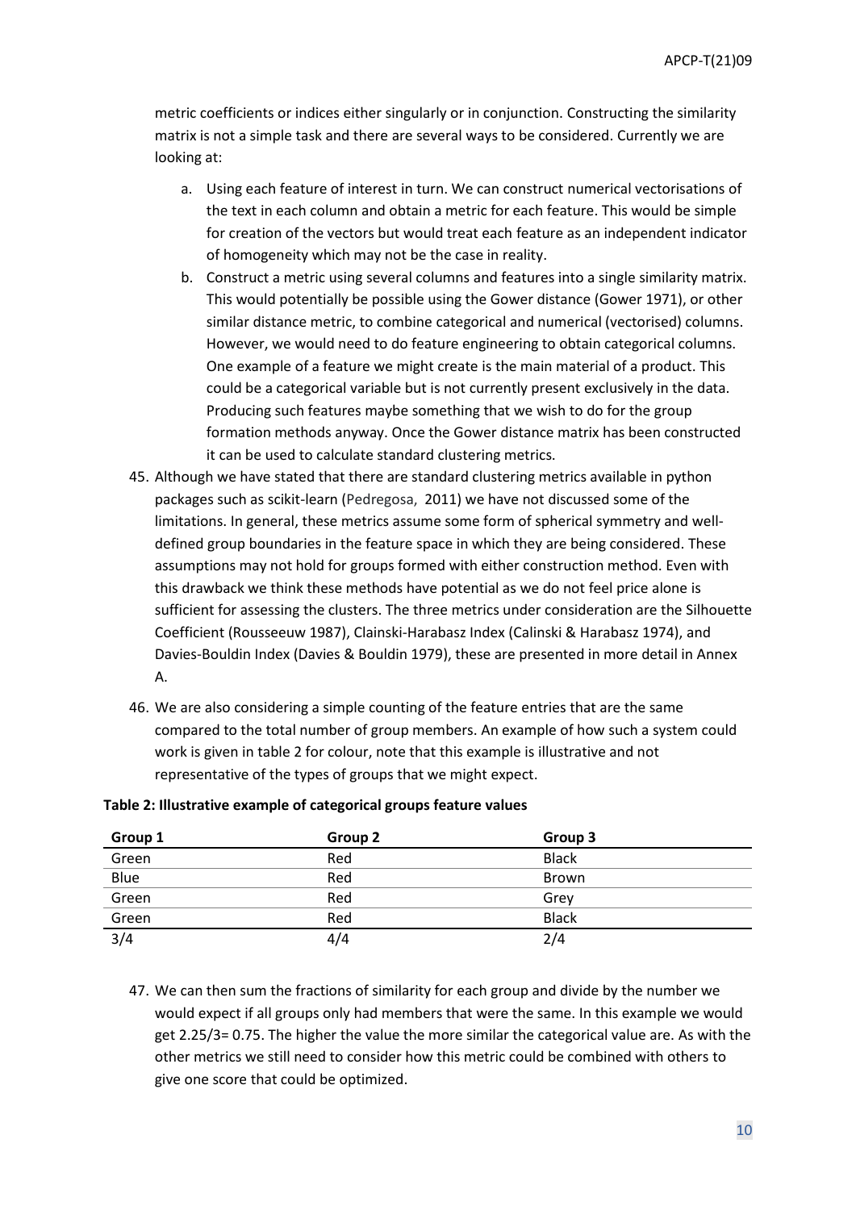metric coefficients or indices either singularly or in conjunction. Constructing the similarity matrix is not a simple task and there are several ways to be considered. Currently we are looking at:

a. Using each feature of interest in turn. We can construct numerical vectorisations of the text in each column and obtain a metric for each feature. This would be simple for creation of the vectors but would treat each feature as an independent indicator of homogeneity which may not be the case in reality.

b. Construct a metric using several columns and features into a single similarity matrix. This would potentially be possible using the Gower distance (Gower 1971), or other similar distance metric, to combine categorical and numerical (vectorised) columns. However, we would need to do feature engineering to obtain categorical columns. One example of a feature we might create is the main material of a product. This could be a categorical variable but is not currently present exclusively in the data. Producing such features maybe something that we wish to do for the group formation methods anyway. Once the Gower distance matrix has been constructed it can be used to calculate standard clustering metrics.

45. Although we have stated that there are standard clustering metrics available in python packages such as scikit-learn (Pedregosa, 2011) we have not discussed some of the limitations. In general, these metrics assume some form of spherical symmetry and well-defined group boundaries in the feature space in which they are being considered. These assumptions may not hold for groups formed with either construction method. Even with this drawback we think these methods have potential as we do not feel price alone is sufficient for assessing the clusters. The three metrics under consideration are the Silhouette Coefficient (Rousseeuw 1987), Clainski-Harabasz Index (Calinski & Harabasz 1974), and Davies-Bouldin Index (Davies & Bouldin 1979), these are presented in more detail in Annex A.

46. We are also considering a simple counting of the feature entries that are the same compared to the total number of group members. An example of how such a system could work is given in table 2 for colour, note that this example is illustrative and not representative of the types of groups that we might expect.

**Table 2: Illustrative example of categorical groups feature values**

| Group 1 | Group 2 | Group 3 |
|---|---|---|
| Green | Red | Black |
| Blue | Red | Brown |
| Green | Red | Grey |
| Green | Red | Black |
| 3/4 | 4/4 | 2/4 |

47. We can then sum the fractions of similarity for each group and divide by the number we would expect if all groups only had members that were the same. In this example we would get 2.25/3= 0.75. The higher the value the more similar the categorical value are. As with the other metrics we still need to consider how this metric could be combined with others to give one score that could be optimized.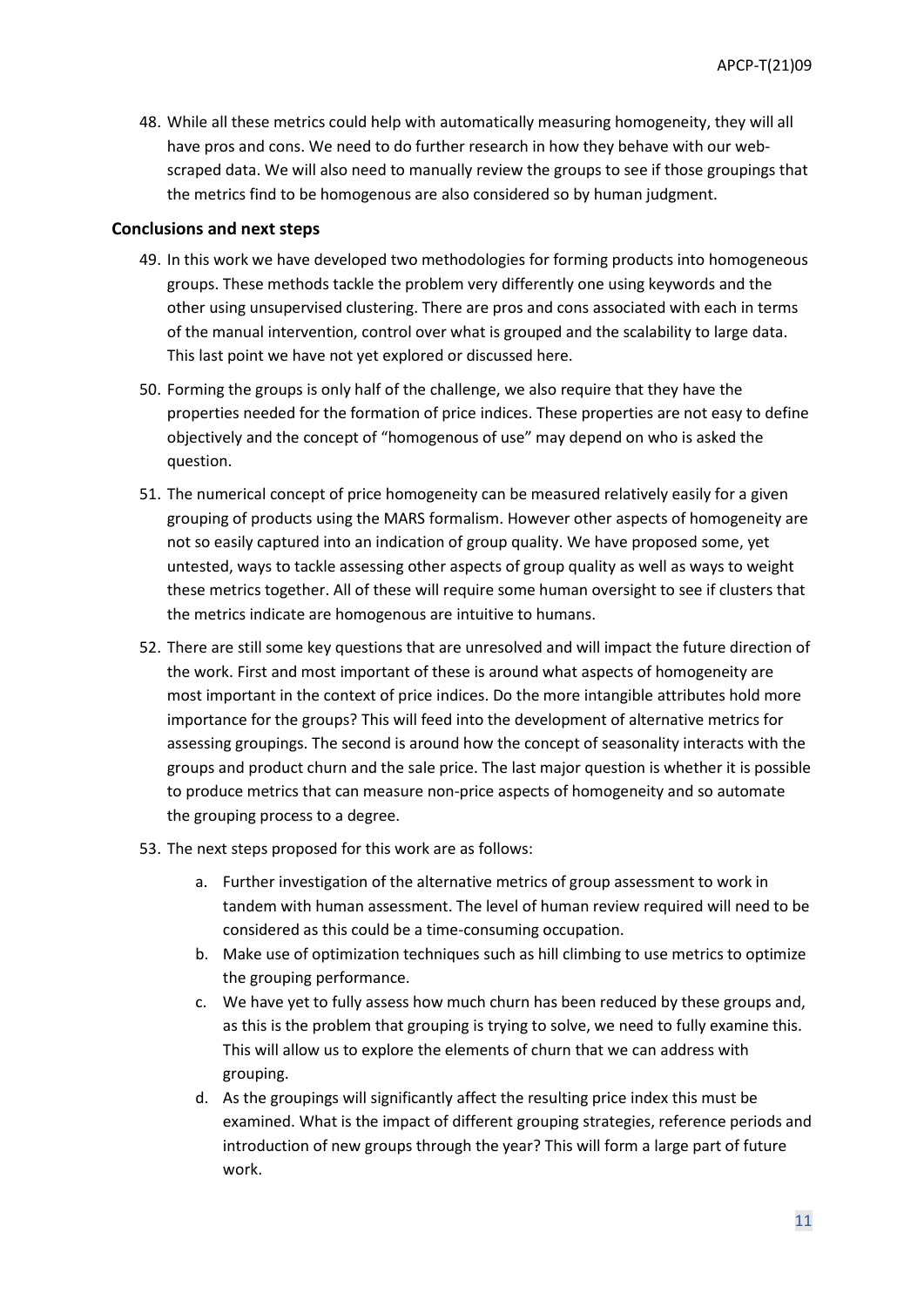48. While all these metrics could help with automatically measuring homogeneity, they will all have pros and cons. We need to do further research in how they behave with our web-scraped data. We will also need to manually review the groups to see if those groupings that the metrics find to be homogenous are also considered so by human judgment.

## Conclusions and next steps

49. In this work we have developed two methodologies for forming products into homogeneous groups. These methods tackle the problem very differently one using keywords and the other using unsupervised clustering. There are pros and cons associated with each in terms of the manual intervention, control over what is grouped and the scalability to large data. This last point we have not yet explored or discussed here.

50. Forming the groups is only half of the challenge, we also require that they have the properties needed for the formation of price indices. These properties are not easy to define objectively and the concept of "homogenous of use" may depend on who is asked the question.

51. The numerical concept of price homogeneity can be measured relatively easily for a given grouping of products using the MARS formalism. However other aspects of homogeneity are not so easily captured into an indication of group quality. We have proposed some, yet untested, ways to tackle assessing other aspects of group quality as well as ways to weight these metrics together. All of these will require some human oversight to see if clusters that the metrics indicate are homogenous are intuitive to humans.

52. There are still some key questions that are unresolved and will impact the future direction of the work. First and most important of these is around what aspects of homogeneity are most important in the context of price indices. Do the more intangible attributes hold more importance for the groups? This will feed into the development of alternative metrics for assessing groupings. The second is around how the concept of seasonality interacts with the groups and product churn and the sale price. The last major question is whether it is possible to produce metrics that can measure non-price aspects of homogeneity and so automate the grouping process to a degree.

53. The next steps proposed for this work are as follows:

    a. Further investigation of the alternative metrics of group assessment to work in tandem with human assessment. The level of human review required will need to be considered as this could be a time-consuming occupation.

    b. Make use of optimization techniques such as hill climbing to use metrics to optimize the grouping performance.

    c. We have yet to fully assess how much churn has been reduced by these groups and, as this is the problem that grouping is trying to solve, we need to fully examine this. This will allow us to explore the elements of churn that we can address with grouping.

    d. As the groupings will significantly affect the resulting price index this must be examined. What is the impact of different grouping strategies, reference periods and introduction of new groups through the year? This will form a large part of future work.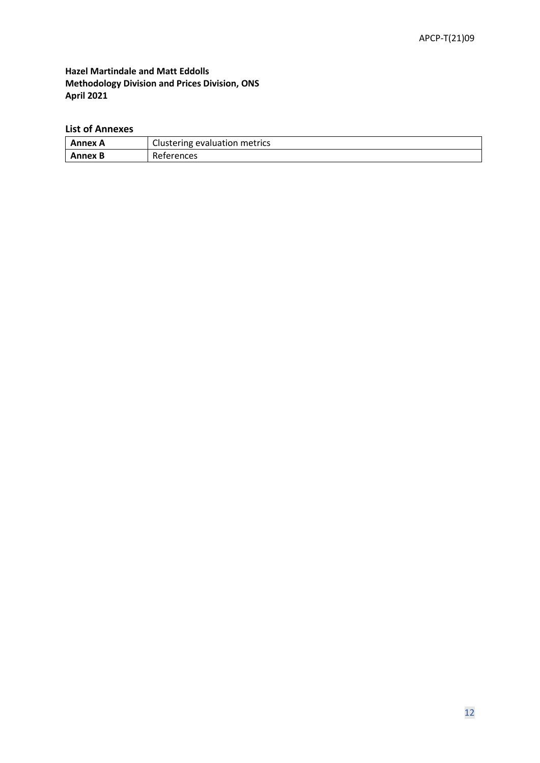**Hazel Martindale and Matt Eddolls**
**Methodology Division and Prices Division, ONS**
**April 2021**

## List of Annexes

| | |
|---|---|
| **Annex A** | Clustering evaluation metrics |
| **Annex B** | References |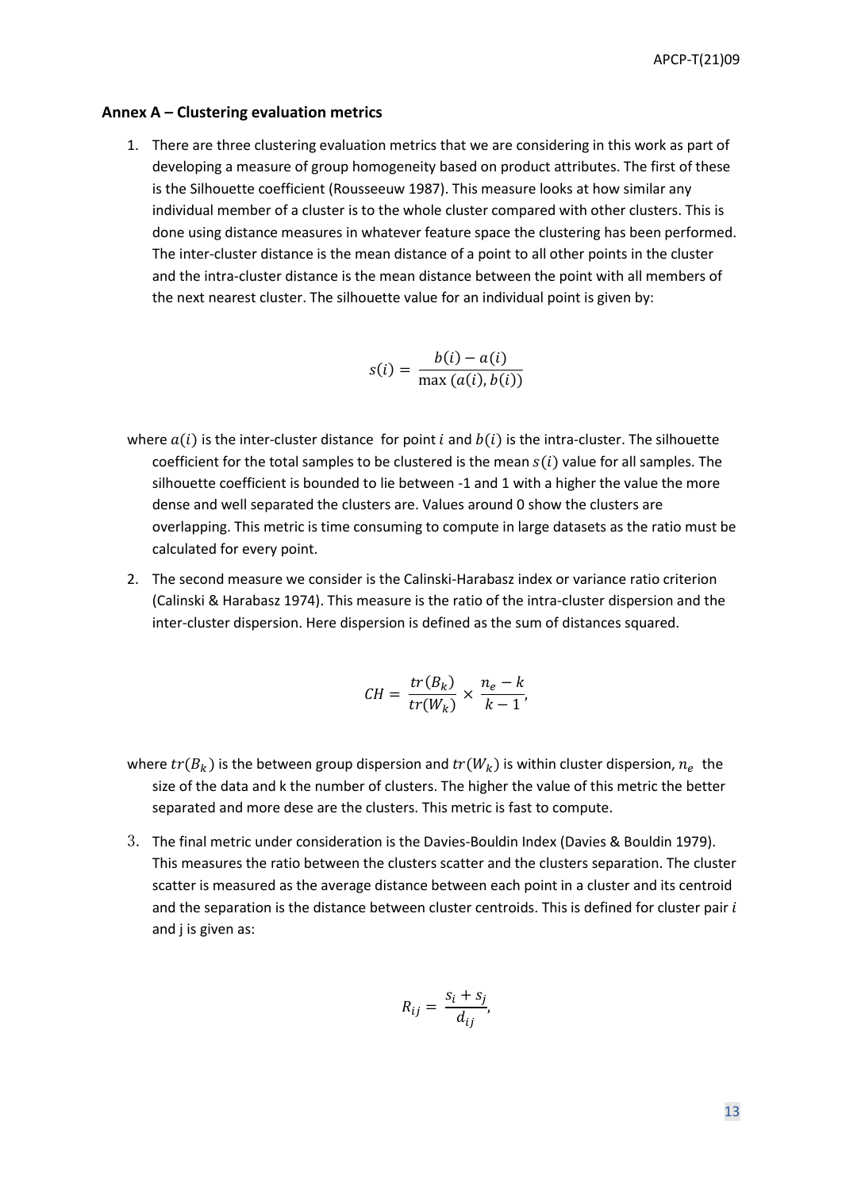### Annex A – Clustering evaluation metrics

1. There are three clustering evaluation metrics that we are considering in this work as part of developing a measure of group homogeneity based on product attributes. The first of these is the Silhouette coefficient (Rousseeuw 1987). This measure looks at how similar any individual member of a cluster is to the whole cluster compared with other clusters. This is done using distance measures in whatever feature space the clustering has been performed. The inter-cluster distance is the mean distance of a point to all other points in the cluster and the intra-cluster distance is the mean distance between the point with all members of the next nearest cluster. The silhouette value for an individual point is given by:

$$s(i) = \frac{b(i) - a(i)}{\max(a(i), b(i))}$$

where $a(i)$ is the inter-cluster distance for point $i$ and $b(i)$ is the intra-cluster. The silhouette coefficient for the total samples to be clustered is the mean $s(i)$ value for all samples. The silhouette coefficient is bounded to lie between -1 and 1 with a higher the value the more dense and well separated the clusters are. Values around 0 show the clusters are overlapping. This metric is time consuming to compute in large datasets as the ratio must be calculated for every point.

2. The second measure we consider is the Calinski-Harabasz index or variance ratio criterion (Calinski & Harabasz 1974). This measure is the ratio of the intra-cluster dispersion and the inter-cluster dispersion. Here dispersion is defined as the sum of distances squared.

$$CH = \frac{tr(B_k)}{tr(W_k)} \times \frac{n_e - k}{k - 1},$$

where $tr(B_k)$ is the between group dispersion and $tr(W_k)$ is within cluster dispersion, $n_e$ the size of the data and k the number of clusters. The higher the value of this metric the better separated and more dese are the clusters. This metric is fast to compute.

3. The final metric under consideration is the Davies-Bouldin Index (Davies & Bouldin 1979). This measures the ratio between the clusters scatter and the clusters separation. The cluster scatter is measured as the average distance between each point in a cluster and its centroid and the separation is the distance between cluster centroids. This is defined for cluster pair $i$ and j is given as:

$$R_{ij} = \frac{s_i + s_j}{d_{ij}},$$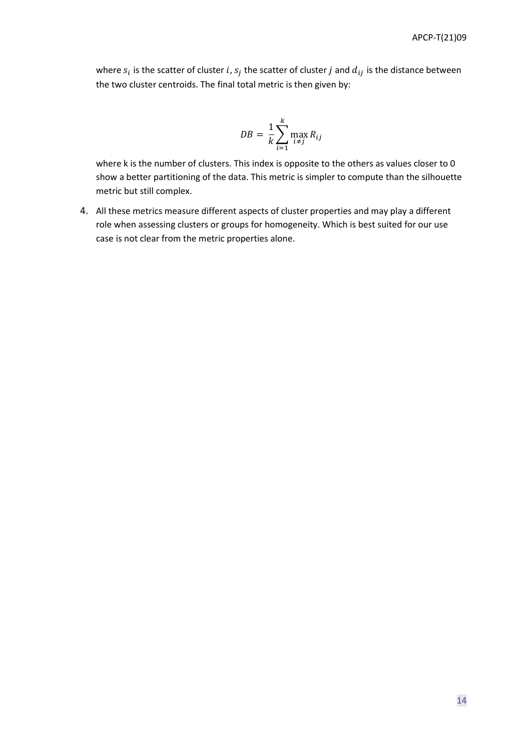where $s_i$ is the scatter of cluster $i$, $s_j$ the scatter of cluster $j$ and $d_{ij}$ is the distance between the two cluster centroids. The final total metric is then given by:

$$DB = \frac{1}{k}\sum_{i=1}^{k} \max_{i \neq j} R_{ij}$$

where k is the number of clusters. This index is opposite to the others as values closer to 0 show a better partitioning of the data. This metric is simpler to compute than the silhouette metric but still complex.

4. All these metrics measure different aspects of cluster properties and may play a different role when assessing clusters or groups for homogeneity. Which is best suited for our use case is not clear from the metric properties alone.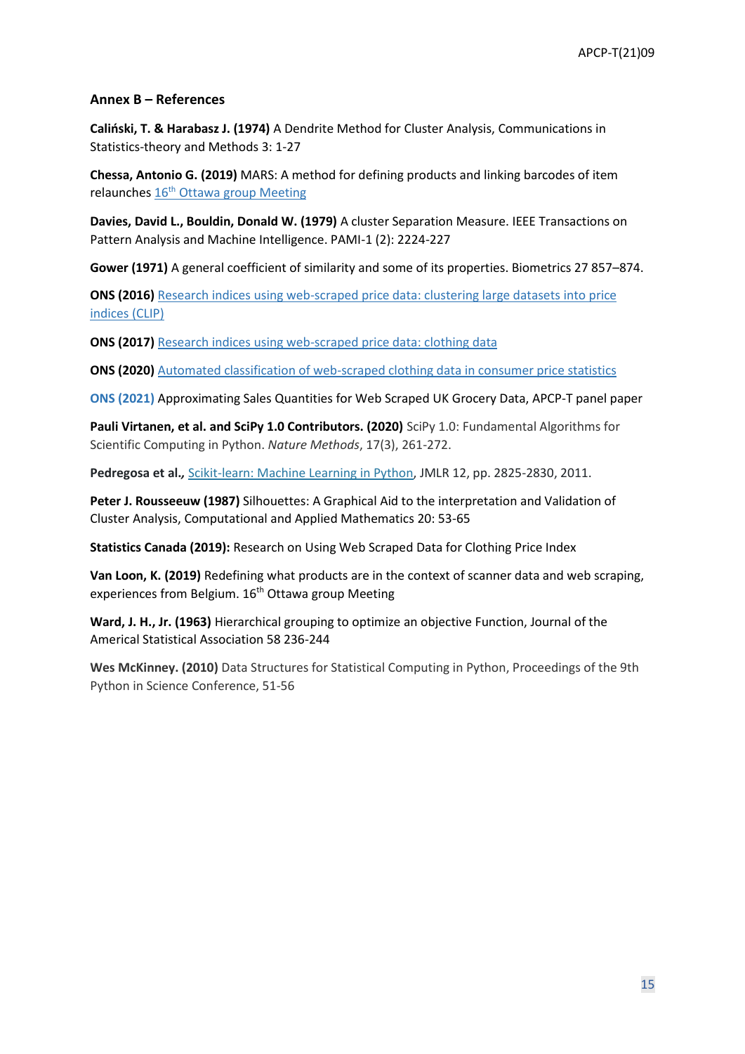## Annex B – References

**Caliński, T. & Harabasz J. (1974)** A Dendrite Method for Cluster Analysis, Communications in Statistics-theory and Methods 3: 1-27

**Chessa, Antonio G. (2019)** MARS: A method for defining products and linking barcodes of item relaunches 16th Ottawa group Meeting

**Davies, David L., Bouldin, Donald W. (1979)** A cluster Separation Measure. IEEE Transactions on Pattern Analysis and Machine Intelligence. PAMI-1 (2): 2224-227

**Gower (1971)** A general coefficient of similarity and some of its properties. Biometrics 27 857–874.

**ONS (2016)** Research indices using web-scraped price data: clustering large datasets into price indices (CLIP)

**ONS (2017)** Research indices using web-scraped price data: clothing data

**ONS (2020)** Automated classification of web-scraped clothing data in consumer price statistics

**ONS (2021)** Approximating Sales Quantities for Web Scraped UK Grocery Data, APCP-T panel paper

**Pauli Virtanen, et al. and SciPy 1.0 Contributors. (2020)** SciPy 1.0: Fundamental Algorithms for Scientific Computing in Python. *Nature Methods*, 17(3), 261-272.

**Pedregosa et al.***,* Scikit-learn: Machine Learning in Python, JMLR 12, pp. 2825-2830, 2011.

**Peter J. Rousseeuw (1987)** Silhouettes: A Graphical Aid to the interpretation and Validation of Cluster Analysis, Computational and Applied Mathematics 20: 53-65

**Statistics Canada (2019):** Research on Using Web Scraped Data for Clothing Price Index

**Van Loon, K. (2019)** Redefining what products are in the context of scanner data and web scraping, experiences from Belgium. 16th Ottawa group Meeting

**Ward, J. H., Jr. (1963)** Hierarchical grouping to optimize an objective Function, Journal of the Americal Statistical Association 58 236-244

**Wes McKinney. (2010)** Data Structures for Statistical Computing in Python, Proceedings of the 9th Python in Science Conference, 51-56